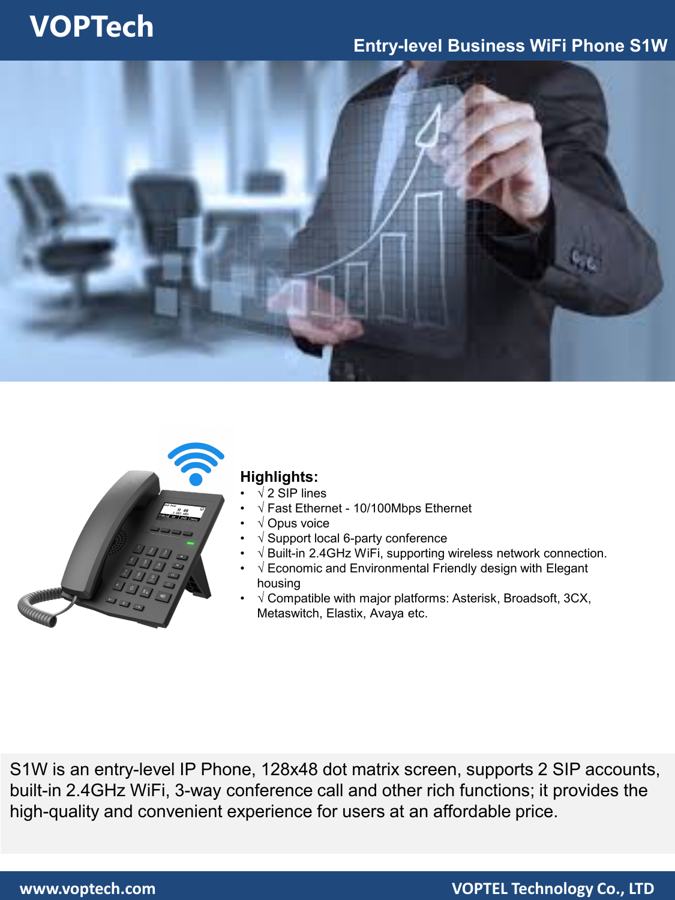# VOPTech

## Entry-level Business WiFi Phone S1W

**Highlights:**

- √ 2 SIP lines
- √ Fast Ethernet - 10/100Mbps Ethernet
- √ Opus voice
- √ Support local 6-party conference
- √ Built-in 2.4GHz WiFi, supporting wireless network connection.
- √ Economic and Environmental Friendly design with Elegant housing
- √ Compatible with major platforms: Asterisk, Broadsoft, 3CX, Metaswitch, Elastix, Avaya etc.

S1W is an entry-level IP Phone, 128x48 dot matrix screen, supports 2 SIP accounts, built-in 2.4GHz WiFi, 3-way conference call and other rich functions; it provides the high-quality and convenient experience for users at an affordable price.

www.voptech.com VOPTEL Technology Co., LTD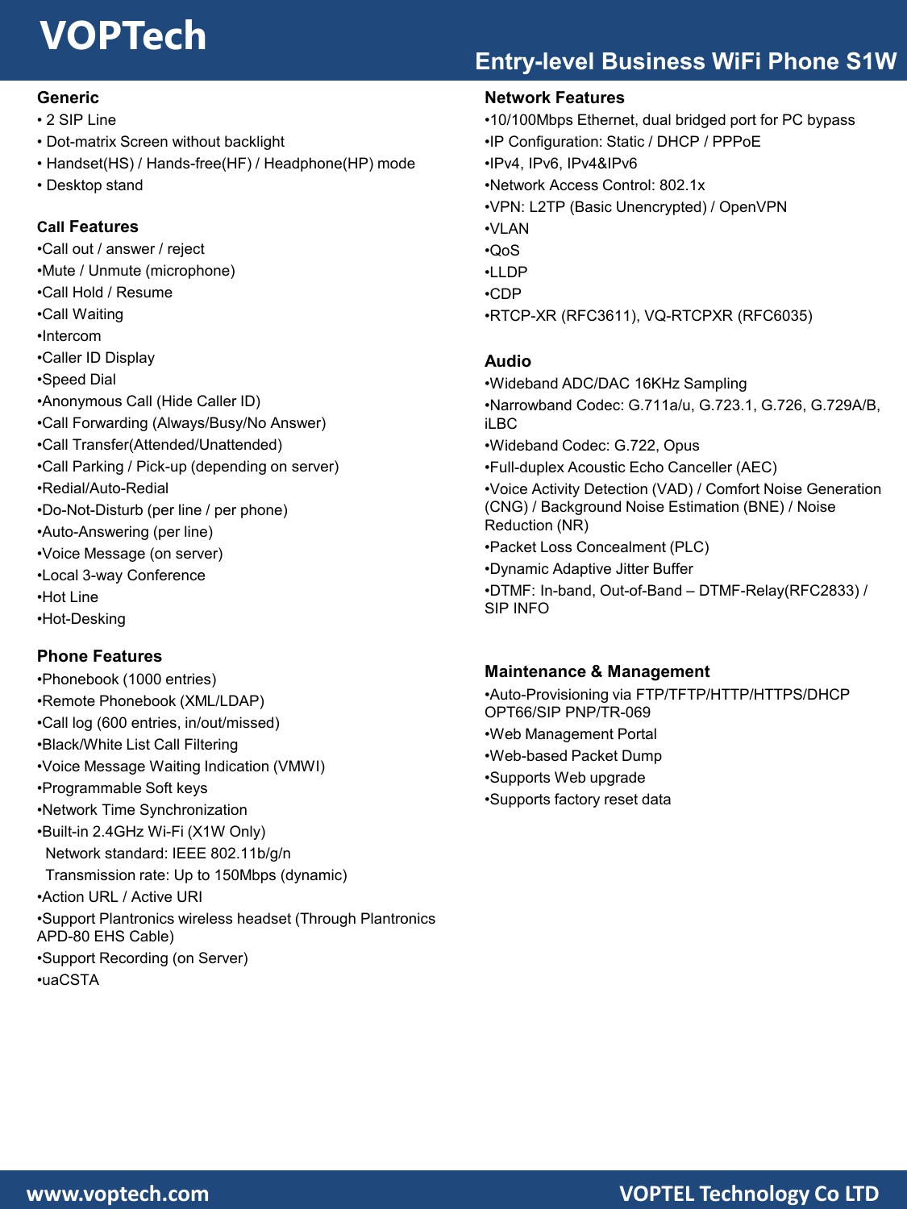# Entry-level Business WiFi Phone S1W

## Generic

- 2 SIP Line
- Dot-matrix Screen without backlight
- Handset(HS) / Hands-free(HF) / Headphone(HP) mode
- Desktop stand

## Call Features

- Call out / answer / reject
- Mute / Unmute (microphone)
- Call Hold / Resume
- Call Waiting
- Intercom
- Caller ID Display
- Speed Dial
- Anonymous Call (Hide Caller ID)
- Call Forwarding (Always/Busy/No Answer)
- Call Transfer(Attended/Unattended)
- Call Parking / Pick-up (depending on server)
- Redial/Auto-Redial
- Do-Not-Disturb (per line / per phone)
- Auto-Answering (per line)
- Voice Message (on server)
- Local 3-way Conference
- Hot Line
- Hot-Desking

## Phone Features

- Phonebook (1000 entries)
- Remote Phonebook (XML/LDAP)
- Call log (600 entries, in/out/missed)
- Black/White List Call Filtering
- Voice Message Waiting Indication (VMWI)
- Programmable Soft keys
- Network Time Synchronization
- Built-in 2.4GHz Wi-Fi (X1W Only)
  Network standard: IEEE 802.11b/g/n
  Transmission rate: Up to 150Mbps (dynamic)
- Action URL / Active URI
- Support Plantronics wireless headset (Through Plantronics APD-80 EHS Cable)
- Support Recording (on Server)
- uaCSTA

## Network Features

- 10/100Mbps Ethernet, dual bridged port for PC bypass
- IP Configuration: Static / DHCP / PPPoE
- IPv4, IPv6, IPv4&IPv6
- Network Access Control: 802.1x
- VPN: L2TP (Basic Unencrypted) / OpenVPN
- VLAN
- QoS
- LLDP
- CDP
- RTCP-XR (RFC3611), VQ-RTCPXR (RFC6035)

## Audio

- Wideband ADC/DAC 16KHz Sampling
- Narrowband Codec: G.711a/u, G.723.1, G.726, G.729A/B, iLBC
- Wideband Codec: G.722, Opus
- Full-duplex Acoustic Echo Canceller (AEC)
- Voice Activity Detection (VAD) / Comfort Noise Generation (CNG) / Background Noise Estimation (BNE) / Noise Reduction (NR)
- Packet Loss Concealment (PLC)
- Dynamic Adaptive Jitter Buffer
- DTMF: In-band, Out-of-Band – DTMF-Relay(RFC2833) / SIP INFO

## Maintenance & Management

- Auto-Provisioning via FTP/TFTP/HTTP/HTTPS/DHCP OPT66/SIP PNP/TR-069
- Web Management Portal
- Web-based Packet Dump
- Supports Web upgrade
- Supports factory reset data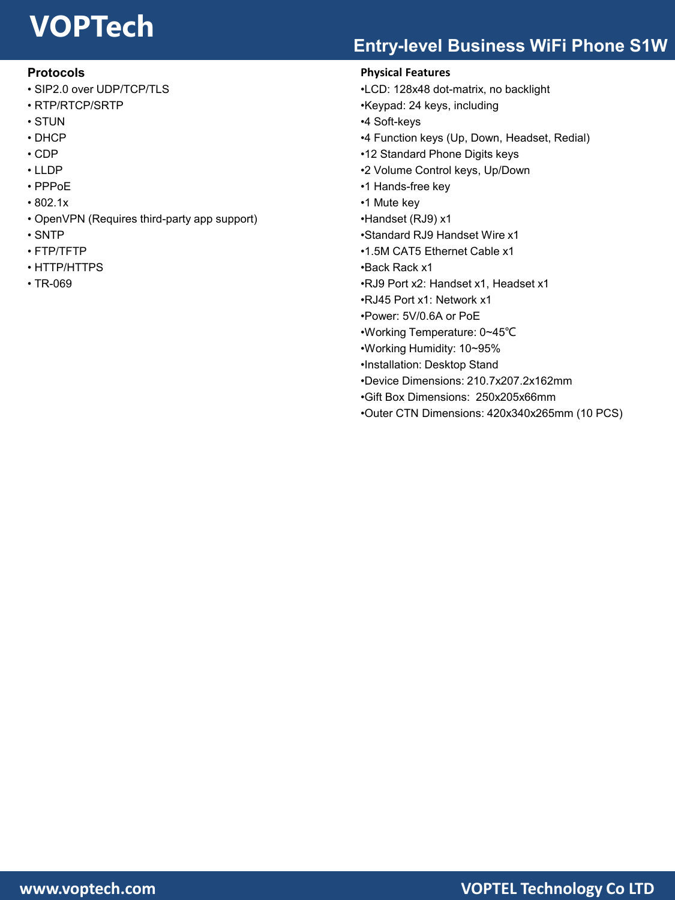## Protocols

- SIP2.0 over UDP/TCP/TLS
- RTP/RTCP/SRTP
- STUN
- DHCP
- CDP
- LLDP
- PPPoE
- 802.1x
- OpenVPN (Requires third-party app support)
- SNTP
- FTP/TFTP
- HTTP/HTTPS
- TR-069

## Physical Features

- LCD: 128x48 dot-matrix, no backlight
- Keypad: 24 keys, including
- 4 Soft-keys
- 4 Function keys (Up, Down, Headset, Redial)
- 12 Standard Phone Digits keys
- 2 Volume Control keys, Up/Down
- 1 Hands-free key
- 1 Mute key
- Handset (RJ9) x1
- Standard RJ9 Handset Wire x1
- 1.5M CAT5 Ethernet Cable x1
- Back Rack x1
- RJ9 Port x2: Handset x1, Headset x1
- RJ45 Port x1: Network x1
- Power: 5V/0.6A or PoE
- Working Temperature: 0~45℃
- Working Humidity: 10~95%
- Installation: Desktop Stand
- Device Dimensions: 210.7x207.2x162mm
- Gift Box Dimensions: 250x205x66mm
- Outer CTN Dimensions: 420x340x265mm (10 PCS)